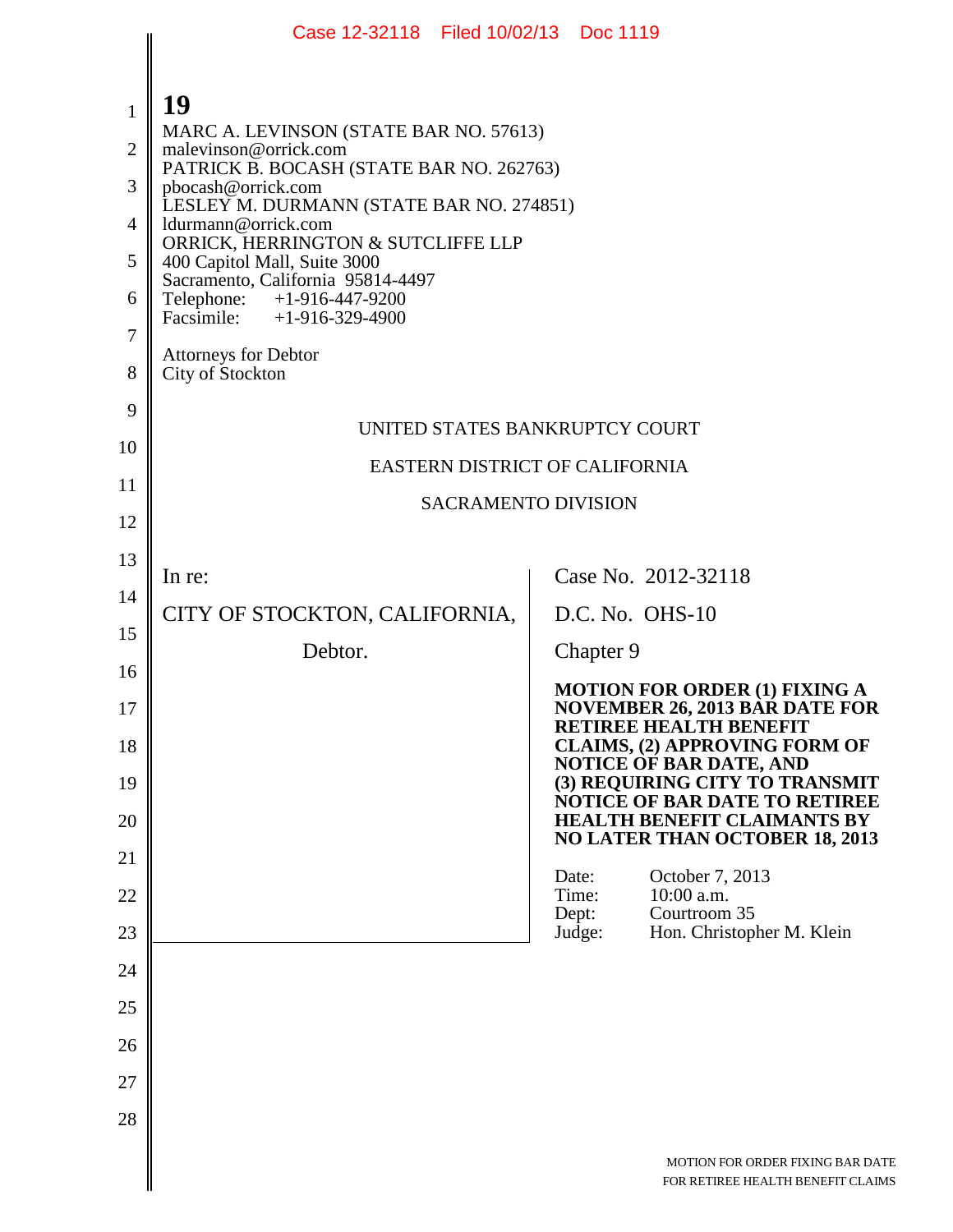**19**

MARC A. LEVINSON (STATE BAR NO. 57613)
malevinson@orrick.com
PATRICK B. BOCASH (STATE BAR NO. 262763)
pbocash@orrick.com
LESLEY M. DURMANN (STATE BAR NO. 274851)
ldurmann@orrick.com
ORRICK, HERRINGTON & SUTCLIFFE LLP
400 Capitol Mall, Suite 3000
Sacramento, California 95814-4497
Telephone: +1-916-447-9200
Facsimile: +1-916-329-4900

Attorneys for Debtor
City of Stockton

UNITED STATES BANKRUPTCY COURT

EASTERN DISTRICT OF CALIFORNIA

SACRAMENTO DIVISION

In re:

CITY OF STOCKTON, CALIFORNIA,

Debtor.

Case No. 2012-32118

D.C. No. OHS-10

Chapter 9

**MOTION FOR ORDER (1) FIXING A NOVEMBER 26, 2013 BAR DATE FOR RETIREE HEALTH BENEFIT CLAIMS, (2) APPROVING FORM OF NOTICE OF BAR DATE, AND (3) REQUIRING CITY TO TRANSMIT NOTICE OF BAR DATE TO RETIREE HEALTH BENEFIT CLAIMANTS BY NO LATER THAN OCTOBER 18, 2013**

Date: October 7, 2013
Time: 10:00 a.m.
Dept: Courtroom 35
Judge: Hon. Christopher M. Klein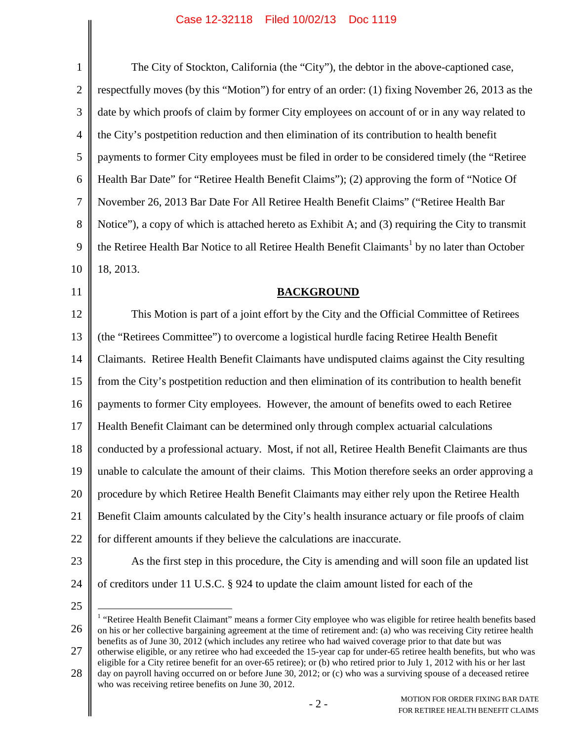The City of Stockton, California (the "City"), the debtor in the above-captioned case, respectfully moves (by this "Motion") for entry of an order: (1) fixing November 26, 2013 as the date by which proofs of claim by former City employees on account of or in any way related to the City's postpetition reduction and then elimination of its contribution to health benefit payments to former City employees must be filed in order to be considered timely (the "Retiree Health Bar Date" for "Retiree Health Benefit Claims"); (2) approving the form of "Notice Of November 26, 2013 Bar Date For All Retiree Health Benefit Claims" ("Retiree Health Bar Notice"), a copy of which is attached hereto as Exhibit A; and (3) requiring the City to transmit the Retiree Health Bar Notice to all Retiree Health Benefit Claimants[1] by no later than October 18, 2013.

## BACKGROUND

This Motion is part of a joint effort by the City and the Official Committee of Retirees (the "Retirees Committee") to overcome a logistical hurdle facing Retiree Health Benefit Claimants. Retiree Health Benefit Claimants have undisputed claims against the City resulting from the City's postpetition reduction and then elimination of its contribution to health benefit payments to former City employees. However, the amount of benefits owed to each Retiree Health Benefit Claimant can be determined only through complex actuarial calculations conducted by a professional actuary. Most, if not all, Retiree Health Benefit Claimants are thus unable to calculate the amount of their claims. This Motion therefore seeks an order approving a procedure by which Retiree Health Benefit Claimants may either rely upon the Retiree Health Benefit Claim amounts calculated by the City's health insurance actuary or file proofs of claim for different amounts if they believe the calculations are inaccurate.

As the first step in this procedure, the City is amending and will soon file an updated list of creditors under 11 U.S.C. § 924 to update the claim amount listed for each of the

---

[1] "Retiree Health Benefit Claimant" means a former City employee who was eligible for retiree health benefits based on his or her collective bargaining agreement at the time of retirement and: (a) who was receiving City retiree health benefits as of June 30, 2012 (which includes any retiree who had waived coverage prior to that date but was otherwise eligible, or any retiree who had exceeded the 15-year cap for under-65 retiree health benefits, but who was eligible for a City retiree benefit for an over-65 retiree); or (b) who retired prior to July 1, 2012 with his or her last day on payroll having occurred on or before June 30, 2012; or (c) who was a surviving spouse of a deceased retiree who was receiving retiree benefits on June 30, 2012.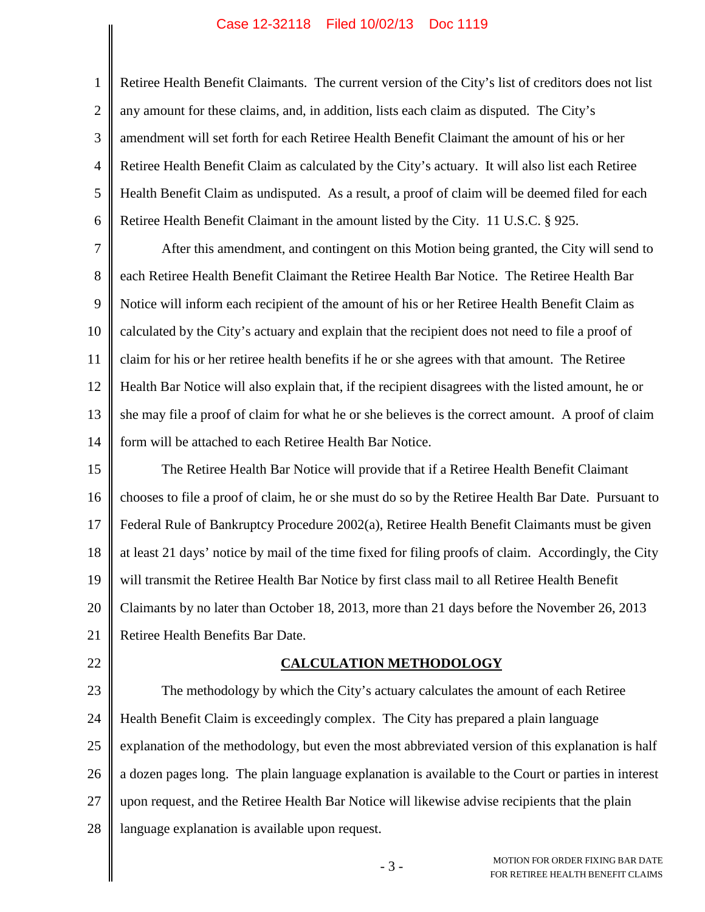Retiree Health Benefit Claimants. The current version of the City's list of creditors does not list any amount for these claims, and, in addition, lists each claim as disputed. The City's amendment will set forth for each Retiree Health Benefit Claimant the amount of his or her Retiree Health Benefit Claim as calculated by the City's actuary. It will also list each Retiree Health Benefit Claim as undisputed. As a result, a proof of claim will be deemed filed for each Retiree Health Benefit Claimant in the amount listed by the City. 11 U.S.C. § 925.

After this amendment, and contingent on this Motion being granted, the City will send to each Retiree Health Benefit Claimant the Retiree Health Bar Notice. The Retiree Health Bar Notice will inform each recipient of the amount of his or her Retiree Health Benefit Claim as calculated by the City's actuary and explain that the recipient does not need to file a proof of claim for his or her retiree health benefits if he or she agrees with that amount. The Retiree Health Bar Notice will also explain that, if the recipient disagrees with the listed amount, he or she may file a proof of claim for what he or she believes is the correct amount. A proof of claim form will be attached to each Retiree Health Bar Notice.

The Retiree Health Bar Notice will provide that if a Retiree Health Benefit Claimant chooses to file a proof of claim, he or she must do so by the Retiree Health Bar Date. Pursuant to Federal Rule of Bankruptcy Procedure 2002(a), Retiree Health Benefit Claimants must be given at least 21 days' notice by mail of the time fixed for filing proofs of claim. Accordingly, the City will transmit the Retiree Health Bar Notice by first class mail to all Retiree Health Benefit Claimants by no later than October 18, 2013, more than 21 days before the November 26, 2013 Retiree Health Benefits Bar Date.

## CALCULATION METHODOLOGY

The methodology by which the City's actuary calculates the amount of each Retiree Health Benefit Claim is exceedingly complex. The City has prepared a plain language explanation of the methodology, but even the most abbreviated version of this explanation is half a dozen pages long. The plain language explanation is available to the Court or parties in interest upon request, and the Retiree Health Bar Notice will likewise advise recipients that the plain language explanation is available upon request.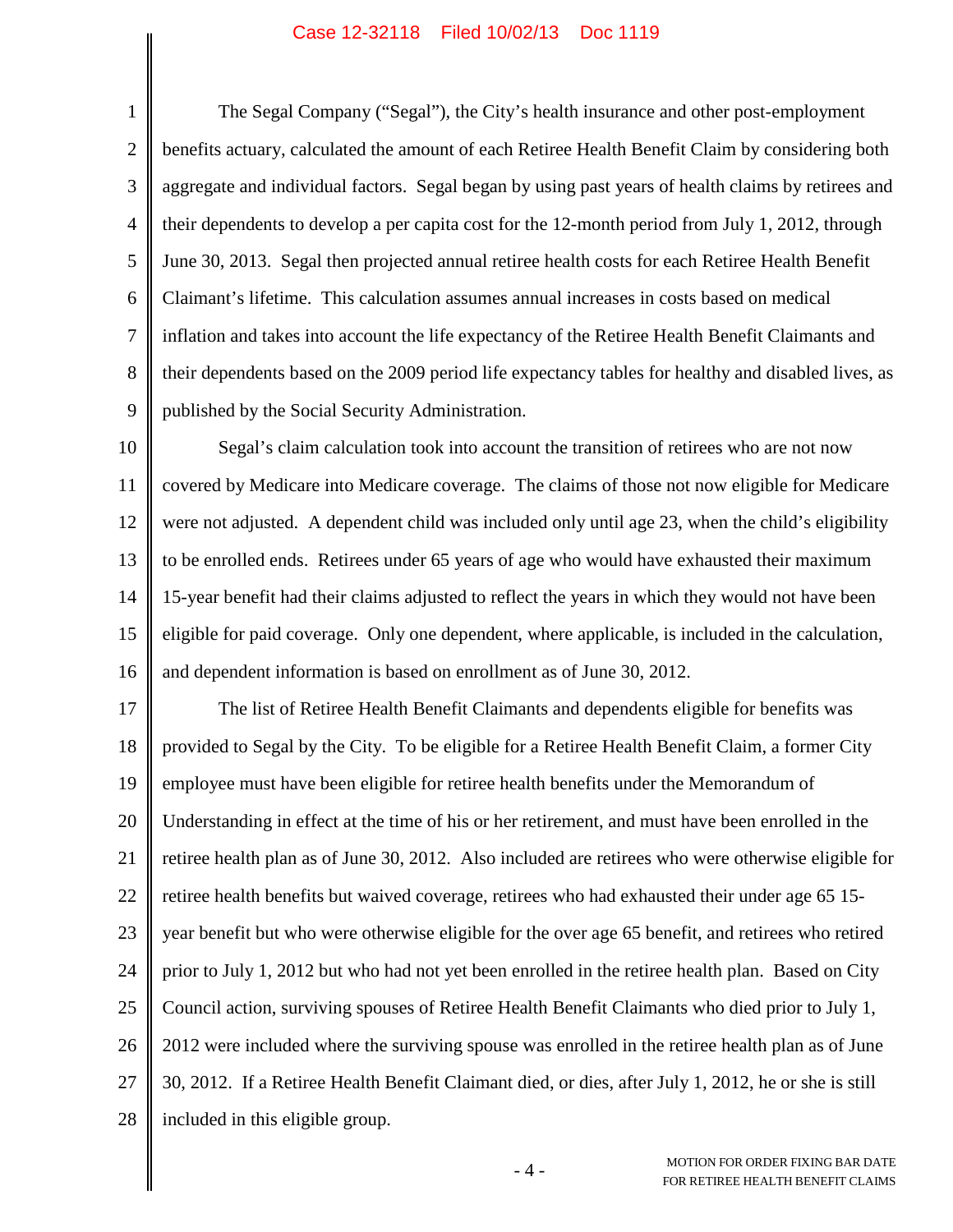The Segal Company ("Segal"), the City's health insurance and other post-employment benefits actuary, calculated the amount of each Retiree Health Benefit Claim by considering both aggregate and individual factors. Segal began by using past years of health claims by retirees and their dependents to develop a per capita cost for the 12-month period from July 1, 2012, through June 30, 2013. Segal then projected annual retiree health costs for each Retiree Health Benefit Claimant's lifetime. This calculation assumes annual increases in costs based on medical inflation and takes into account the life expectancy of the Retiree Health Benefit Claimants and their dependents based on the 2009 period life expectancy tables for healthy and disabled lives, as published by the Social Security Administration.

Segal's claim calculation took into account the transition of retirees who are not now covered by Medicare into Medicare coverage. The claims of those not now eligible for Medicare were not adjusted. A dependent child was included only until age 23, when the child's eligibility to be enrolled ends. Retirees under 65 years of age who would have exhausted their maximum 15-year benefit had their claims adjusted to reflect the years in which they would not have been eligible for paid coverage. Only one dependent, where applicable, is included in the calculation, and dependent information is based on enrollment as of June 30, 2012.

The list of Retiree Health Benefit Claimants and dependents eligible for benefits was provided to Segal by the City. To be eligible for a Retiree Health Benefit Claim, a former City employee must have been eligible for retiree health benefits under the Memorandum of Understanding in effect at the time of his or her retirement, and must have been enrolled in the retiree health plan as of June 30, 2012. Also included are retirees who were otherwise eligible for retiree health benefits but waived coverage, retirees who had exhausted their under age 65 15-year benefit but who were otherwise eligible for the over age 65 benefit, and retirees who retired prior to July 1, 2012 but who had not yet been enrolled in the retiree health plan. Based on City Council action, surviving spouses of Retiree Health Benefit Claimants who died prior to July 1, 2012 were included where the surviving spouse was enrolled in the retiree health plan as of June 30, 2012. If a Retiree Health Benefit Claimant died, or dies, after July 1, 2012, he or she is still included in this eligible group.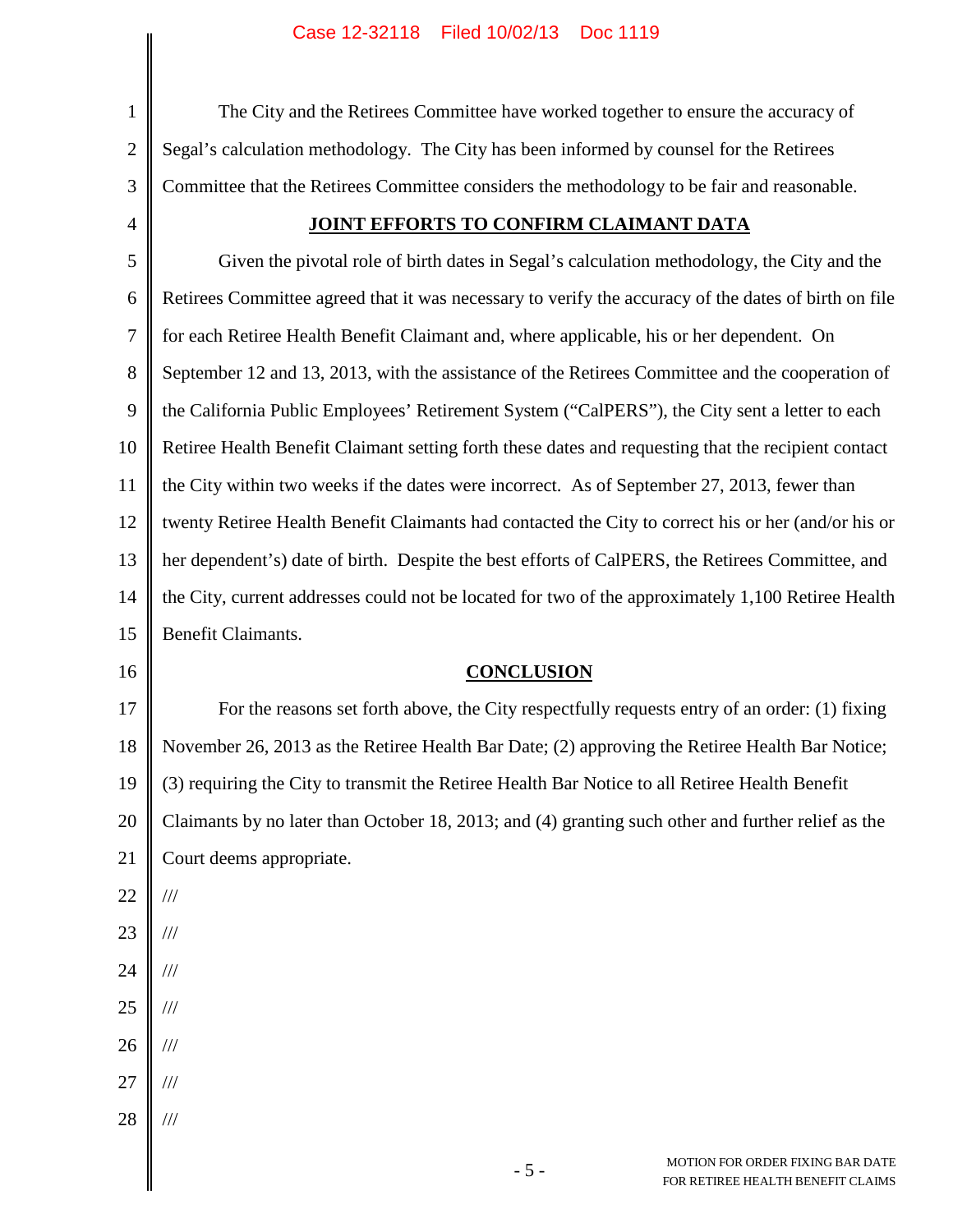The City and the Retirees Committee have worked together to ensure the accuracy of Segal's calculation methodology. The City has been informed by counsel for the Retirees Committee that the Retirees Committee considers the methodology to be fair and reasonable.

**JOINT EFFORTS TO CONFIRM CLAIMANT DATA**

Given the pivotal role of birth dates in Segal's calculation methodology, the City and the Retirees Committee agreed that it was necessary to verify the accuracy of the dates of birth on file for each Retiree Health Benefit Claimant and, where applicable, his or her dependent. On September 12 and 13, 2013, with the assistance of the Retirees Committee and the cooperation of the California Public Employees' Retirement System ("CalPERS"), the City sent a letter to each Retiree Health Benefit Claimant setting forth these dates and requesting that the recipient contact the City within two weeks if the dates were incorrect. As of September 27, 2013, fewer than twenty Retiree Health Benefit Claimants had contacted the City to correct his or her (and/or his or her dependent's) date of birth. Despite the best efforts of CalPERS, the Retirees Committee, and the City, current addresses could not be located for two of the approximately 1,100 Retiree Health Benefit Claimants.

**CONCLUSION**

For the reasons set forth above, the City respectfully requests entry of an order: (1) fixing November 26, 2013 as the Retiree Health Bar Date; (2) approving the Retiree Health Bar Notice; (3) requiring the City to transmit the Retiree Health Bar Notice to all Retiree Health Benefit Claimants by no later than October 18, 2013; and (4) granting such other and further relief as the Court deems appropriate.

///

///

///

///

///

///

///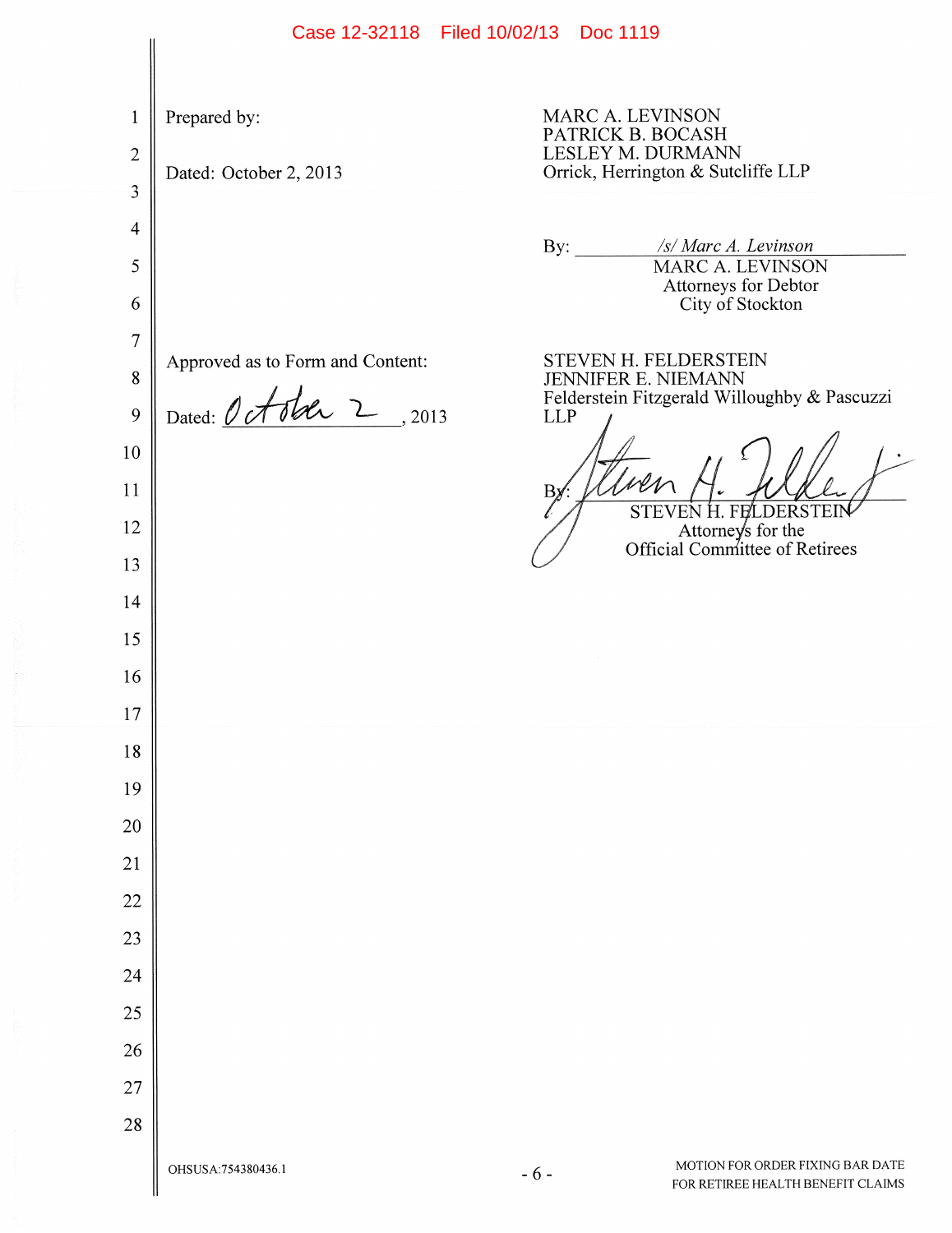Prepared by:

Dated: October 2, 2013

MARC A. LEVINSON
PATRICK B. BOCASH
LESLEY M. DURMANN
Orrick, Herrington & Sutcliffe LLP

By: /s/ Marc A. Levinson
MARC A. LEVINSON
Attorneys for Debtor
City of Stockton

Approved as to Form and Content:

Dated: October 2, 2013

STEVEN H. FELDERSTEIN
JENNIFER E. NIEMANN
Felderstein Fitzgerald Willoughby & Pascuzzi LLP

By: [signature]
STEVEN H. FELDERSTEIN
Attorneys for the
Official Committee of Retirees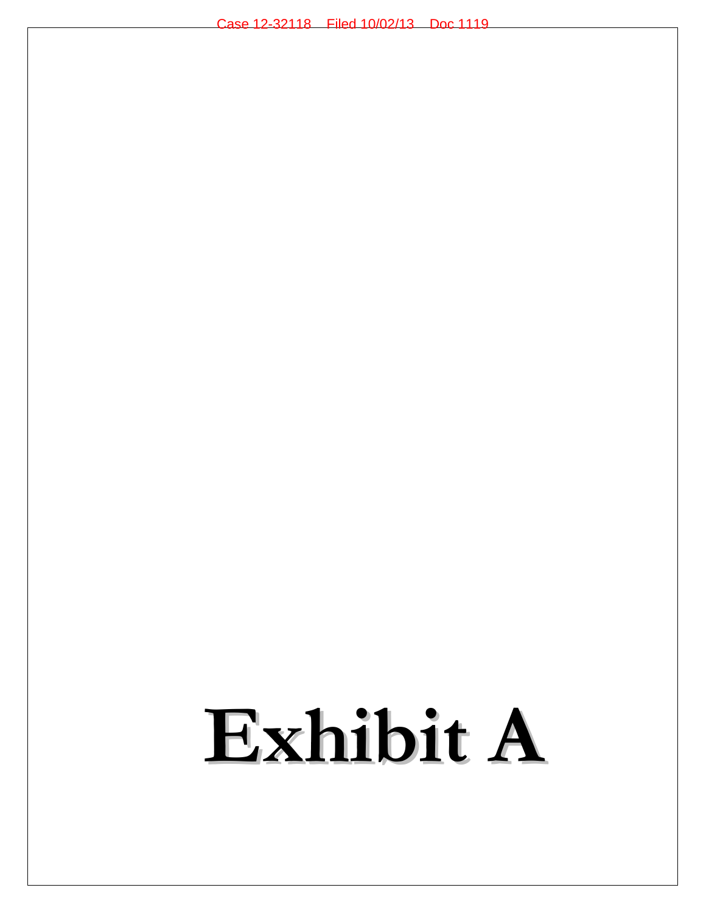# Exhibit A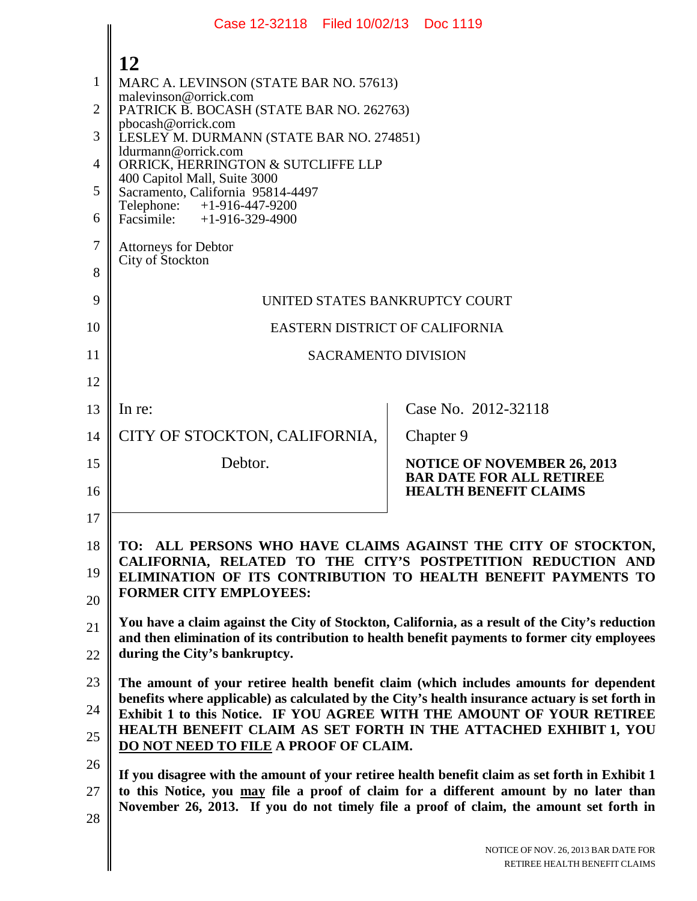**12**

MARC A. LEVINSON (STATE BAR NO. 57613)
malevinson@orrick.com
PATRICK B. BOCASH (STATE BAR NO. 262763)
pbocash@orrick.com
LESLEY M. DURMANN (STATE BAR NO. 274851)
ldurmann@orrick.com
ORRICK, HERRINGTON & SUTCLIFFE LLP
400 Capitol Mall, Suite 3000
Sacramento, California 95814-4497
Telephone: +1-916-447-9200
Facsimile: +1-916-329-4900

Attorneys for Debtor
City of Stockton

UNITED STATES BANKRUPTCY COURT

EASTERN DISTRICT OF CALIFORNIA

SACRAMENTO DIVISION

| | |
|---|---|
| In re:<br><br>CITY OF STOCKTON, CALIFORNIA,<br><br>Debtor. | Case No. 2012-32118<br><br>Chapter 9<br><br>**NOTICE OF NOVEMBER 26, 2013 BAR DATE FOR ALL RETIREE HEALTH BENEFIT CLAIMS** |

**TO: ALL PERSONS WHO HAVE CLAIMS AGAINST THE CITY OF STOCKTON, CALIFORNIA, RELATED TO THE CITY'S POSTPETITION REDUCTION AND ELIMINATION OF ITS CONTRIBUTION TO HEALTH BENEFIT PAYMENTS TO FORMER CITY EMPLOYEES:**

**You have a claim against the City of Stockton, California, as a result of the City's reduction and then elimination of its contribution to health benefit payments to former city employees during the City's bankruptcy.**

**The amount of your retiree health benefit claim (which includes amounts for dependent benefits where applicable) as calculated by the City's health insurance actuary is set forth in Exhibit 1 to this Notice. IF YOU AGREE WITH THE AMOUNT OF YOUR RETIREE HEALTH BENEFIT CLAIM AS SET FORTH IN THE ATTACHED EXHIBIT 1, YOU <u>DO NOT NEED TO FILE</u> A PROOF OF CLAIM.**

**If you disagree with the amount of your retiree health benefit claim as set forth in Exhibit 1 to this Notice, you <u>may</u> file a proof of claim for a different amount by no later than November 26, 2013. If you do not timely file a proof of claim, the amount set forth in**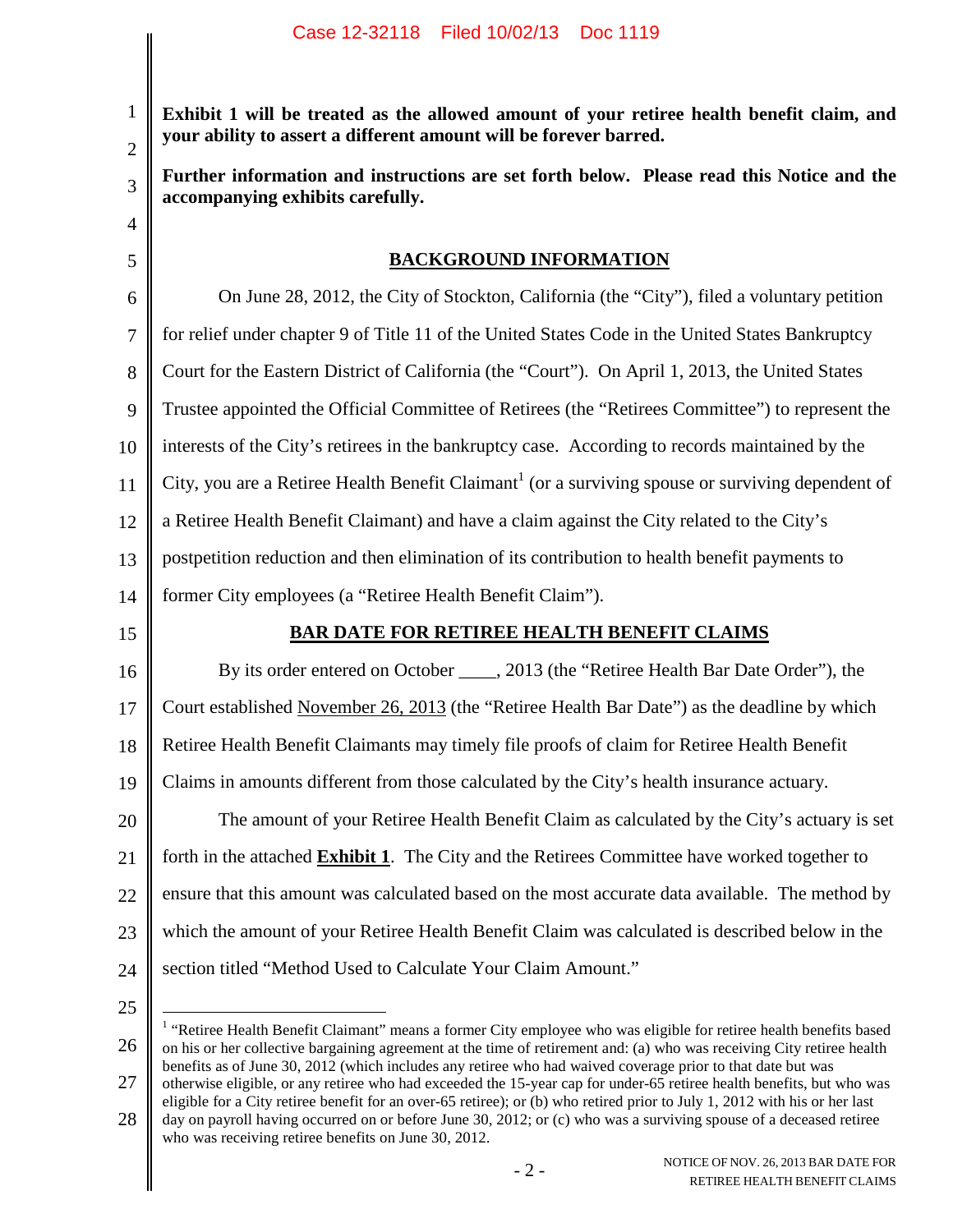**Exhibit 1 will be treated as the allowed amount of your retiree health benefit claim, and your ability to assert a different amount will be forever barred.**

**Further information and instructions are set forth below. Please read this Notice and the accompanying exhibits carefully.**

## BACKGROUND INFORMATION

On June 28, 2012, the City of Stockton, California (the "City"), filed a voluntary petition for relief under chapter 9 of Title 11 of the United States Code in the United States Bankruptcy Court for the Eastern District of California (the "Court"). On April 1, 2013, the United States Trustee appointed the Official Committee of Retirees (the "Retirees Committee") to represent the interests of the City's retirees in the bankruptcy case. According to records maintained by the City, you are a Retiree Health Benefit Claimant[1] (or a surviving spouse or surviving dependent of a Retiree Health Benefit Claimant) and have a claim against the City related to the City's postpetition reduction and then elimination of its contribution to health benefit payments to former City employees (a "Retiree Health Benefit Claim").

## BAR DATE FOR RETIREE HEALTH BENEFIT CLAIMS

By its order entered on October ____, 2013 (the "Retiree Health Bar Date Order"), the Court established November 26, 2013 (the "Retiree Health Bar Date") as the deadline by which Retiree Health Benefit Claimants may timely file proofs of claim for Retiree Health Benefit Claims in amounts different from those calculated by the City's health insurance actuary.

The amount of your Retiree Health Benefit Claim as calculated by the City's actuary is set forth in the attached **Exhibit 1**. The City and the Retirees Committee have worked together to ensure that this amount was calculated based on the most accurate data available. The method by which the amount of your Retiree Health Benefit Claim was calculated is described below in the section titled "Method Used to Calculate Your Claim Amount."

---

[1] "Retiree Health Benefit Claimant" means a former City employee who was eligible for retiree health benefits based on his or her collective bargaining agreement at the time of retirement and: (a) who was receiving City retiree health benefits as of June 30, 2012 (which includes any retiree who had waived coverage prior to that date but was otherwise eligible, or any retiree who had exceeded the 15-year cap for under-65 retiree health benefits, but who was eligible for a City retiree benefit for an over-65 retiree); or (b) who retired prior to July 1, 2012 with his or her last day on payroll having occurred on or before June 30, 2012; or (c) who was a surviving spouse of a deceased retiree who was receiving retiree benefits on June 30, 2012.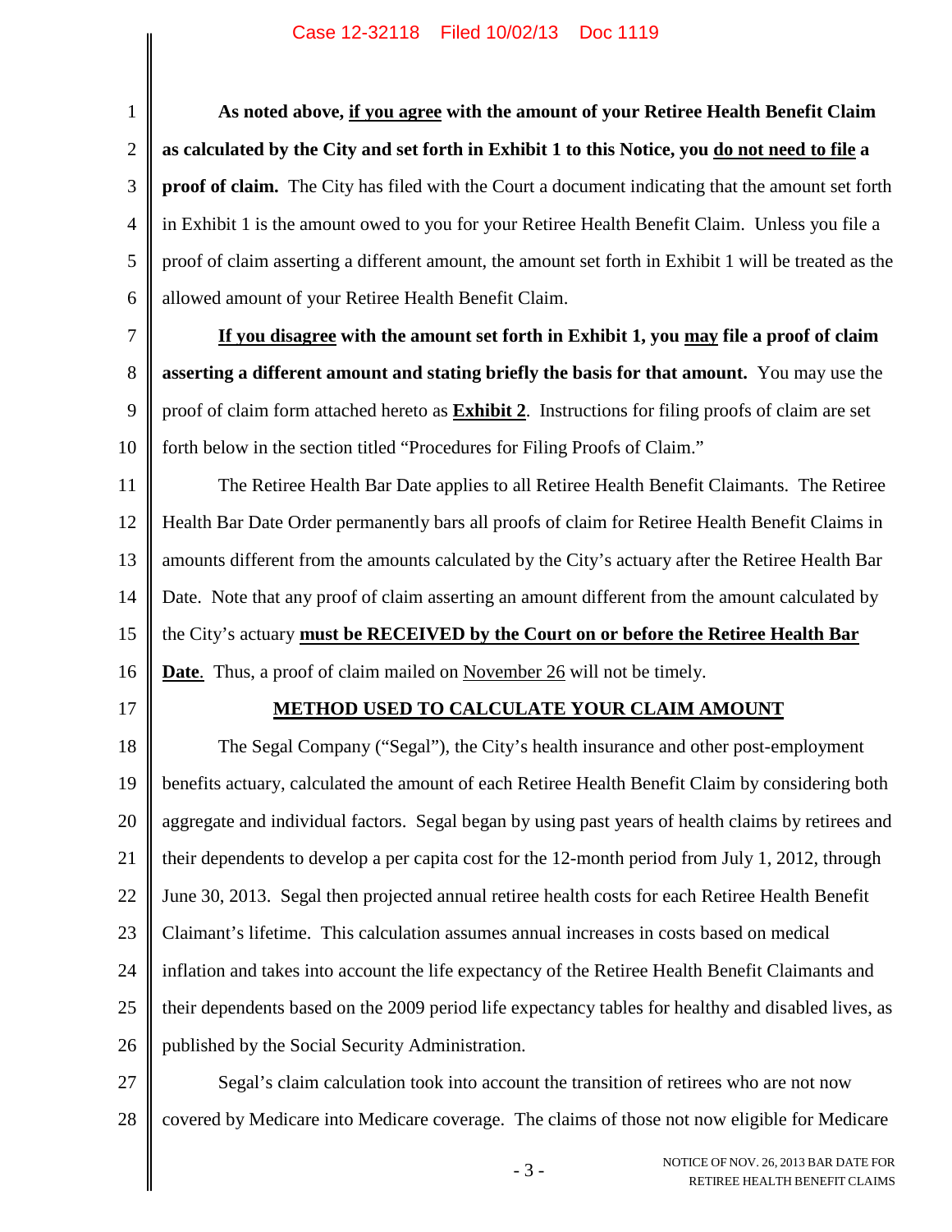**As noted above, <u>if you agree</u> with the amount of your Retiree Health Benefit Claim as calculated by the City and set forth in Exhibit 1 to this Notice, you <u>do not need to file</u> a proof of claim.** The City has filed with the Court a document indicating that the amount set forth in Exhibit 1 is the amount owed to you for your Retiree Health Benefit Claim. Unless you file a proof of claim asserting a different amount, the amount set forth in Exhibit 1 will be treated as the allowed amount of your Retiree Health Benefit Claim.

**<u>If you disagree</u> with the amount set forth in Exhibit 1, you <u>may</u> file a proof of claim asserting a different amount and stating briefly the basis for that amount.** You may use the proof of claim form attached hereto as **<u>Exhibit 2</u>**. Instructions for filing proofs of claim are set forth below in the section titled "Procedures for Filing Proofs of Claim."

The Retiree Health Bar Date applies to all Retiree Health Benefit Claimants. The Retiree Health Bar Date Order permanently bars all proofs of claim for Retiree Health Benefit Claims in amounts different from the amounts calculated by the City's actuary after the Retiree Health Bar Date. Note that any proof of claim asserting an amount different from the amount calculated by the City's actuary **<u>must be RECEIVED by the Court on or before the Retiree Health Bar Date</u>**. Thus, a proof of claim mailed on <u>November 26</u> will not be timely.

## <u>METHOD USED TO CALCULATE YOUR CLAIM AMOUNT</u>

The Segal Company ("Segal"), the City's health insurance and other post-employment benefits actuary, calculated the amount of each Retiree Health Benefit Claim by considering both aggregate and individual factors. Segal began by using past years of health claims by retirees and their dependents to develop a per capita cost for the 12-month period from July 1, 2012, through June 30, 2013. Segal then projected annual retiree health costs for each Retiree Health Benefit Claimant's lifetime. This calculation assumes annual increases in costs based on medical inflation and takes into account the life expectancy of the Retiree Health Benefit Claimants and their dependents based on the 2009 period life expectancy tables for healthy and disabled lives, as published by the Social Security Administration.

Segal's claim calculation took into account the transition of retirees who are not now covered by Medicare into Medicare coverage. The claims of those not now eligible for Medicare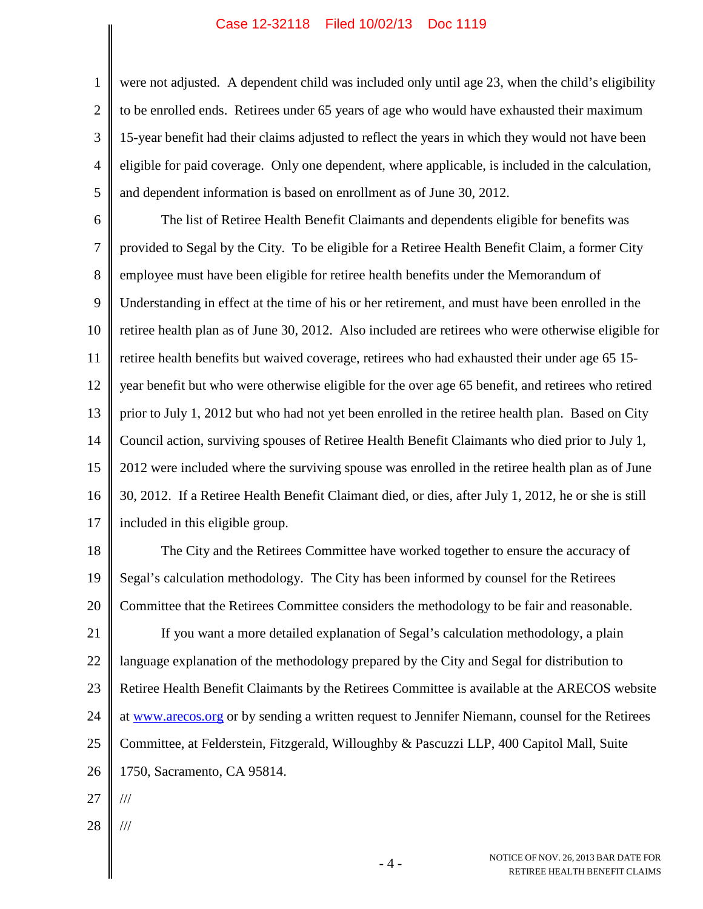were not adjusted. A dependent child was included only until age 23, when the child's eligibility to be enrolled ends. Retirees under 65 years of age who would have exhausted their maximum 15-year benefit had their claims adjusted to reflect the years in which they would not have been eligible for paid coverage. Only one dependent, where applicable, is included in the calculation, and dependent information is based on enrollment as of June 30, 2012.

The list of Retiree Health Benefit Claimants and dependents eligible for benefits was provided to Segal by the City. To be eligible for a Retiree Health Benefit Claim, a former City employee must have been eligible for retiree health benefits under the Memorandum of Understanding in effect at the time of his or her retirement, and must have been enrolled in the retiree health plan as of June 30, 2012. Also included are retirees who were otherwise eligible for retiree health benefits but waived coverage, retirees who had exhausted their under age 65 15-year benefit but who were otherwise eligible for the over age 65 benefit, and retirees who retired prior to July 1, 2012 but who had not yet been enrolled in the retiree health plan. Based on City Council action, surviving spouses of Retiree Health Benefit Claimants who died prior to July 1, 2012 were included where the surviving spouse was enrolled in the retiree health plan as of June 30, 2012. If a Retiree Health Benefit Claimant died, or dies, after July 1, 2012, he or she is still included in this eligible group.

The City and the Retirees Committee have worked together to ensure the accuracy of Segal's calculation methodology. The City has been informed by counsel for the Retirees Committee that the Retirees Committee considers the methodology to be fair and reasonable.

If you want a more detailed explanation of Segal's calculation methodology, a plain language explanation of the methodology prepared by the City and Segal for distribution to Retiree Health Benefit Claimants by the Retirees Committee is available at the ARECOS website at www.arecos.org or by sending a written request to Jennifer Niemann, counsel for the Retirees Committee, at Felderstein, Fitzgerald, Willoughby & Pascuzzi LLP, 400 Capitol Mall, Suite 1750, Sacramento, CA 95814.

///

///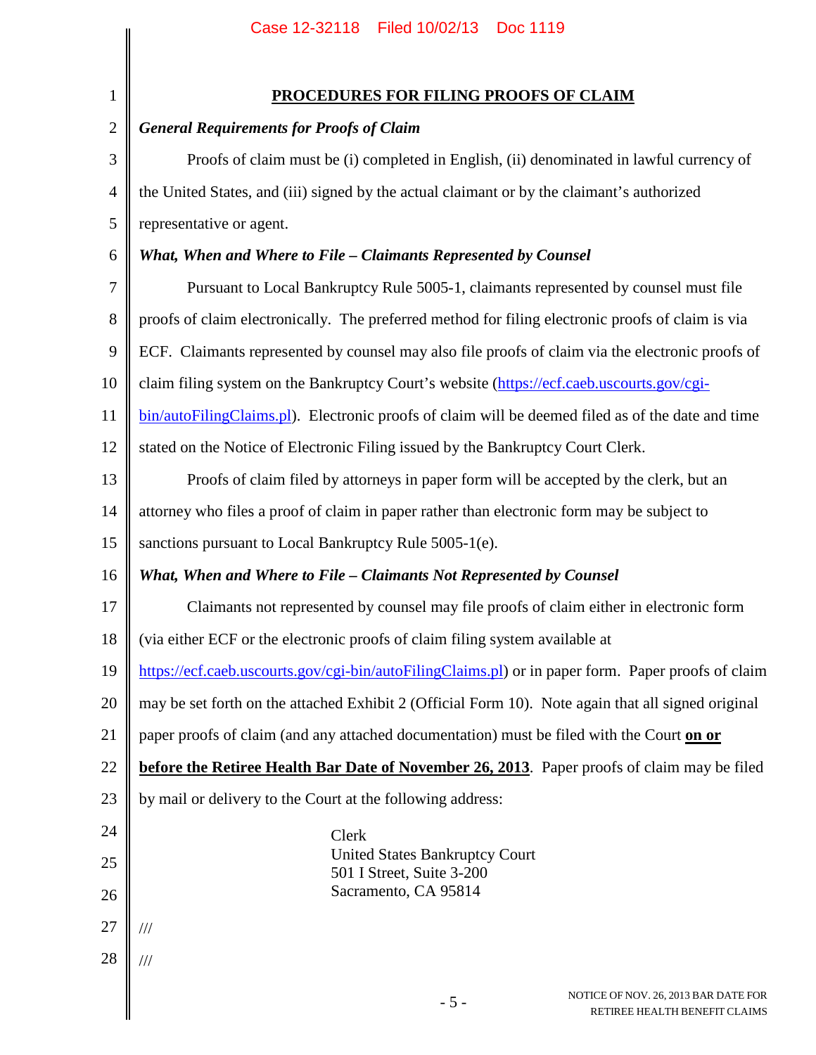## PROCEDURES FOR FILING PROOFS OF CLAIM

***General Requirements for Proofs of Claim***

Proofs of claim must be (i) completed in English, (ii) denominated in lawful currency of the United States, and (iii) signed by the actual claimant or by the claimant's authorized representative or agent.

***What, When and Where to File – Claimants Represented by Counsel***

Pursuant to Local Bankruptcy Rule 5005-1, claimants represented by counsel must file proofs of claim electronically. The preferred method for filing electronic proofs of claim is via ECF. Claimants represented by counsel may also file proofs of claim via the electronic proofs of claim filing system on the Bankruptcy Court's website (https://ecf.caeb.uscourts.gov/cgi-bin/autoFilingClaims.pl). Electronic proofs of claim will be deemed filed as of the date and time stated on the Notice of Electronic Filing issued by the Bankruptcy Court Clerk.

Proofs of claim filed by attorneys in paper form will be accepted by the clerk, but an attorney who files a proof of claim in paper rather than electronic form may be subject to sanctions pursuant to Local Bankruptcy Rule 5005-1(e).

***What, When and Where to File – Claimants Not Represented by Counsel***

Claimants not represented by counsel may file proofs of claim either in electronic form (via either ECF or the electronic proofs of claim filing system available at https://ecf.caeb.uscourts.gov/cgi-bin/autoFilingClaims.pl) or in paper form. Paper proofs of claim may be set forth on the attached Exhibit 2 (Official Form 10). Note again that all signed original paper proofs of claim (and any attached documentation) must be filed with the Court **<u>on or before the Retiree Health Bar Date of November 26, 2013</u>**. Paper proofs of claim may be filed by mail or delivery to the Court at the following address:

Clerk
United States Bankruptcy Court
501 I Street, Suite 3-200
Sacramento, CA 95814

///

///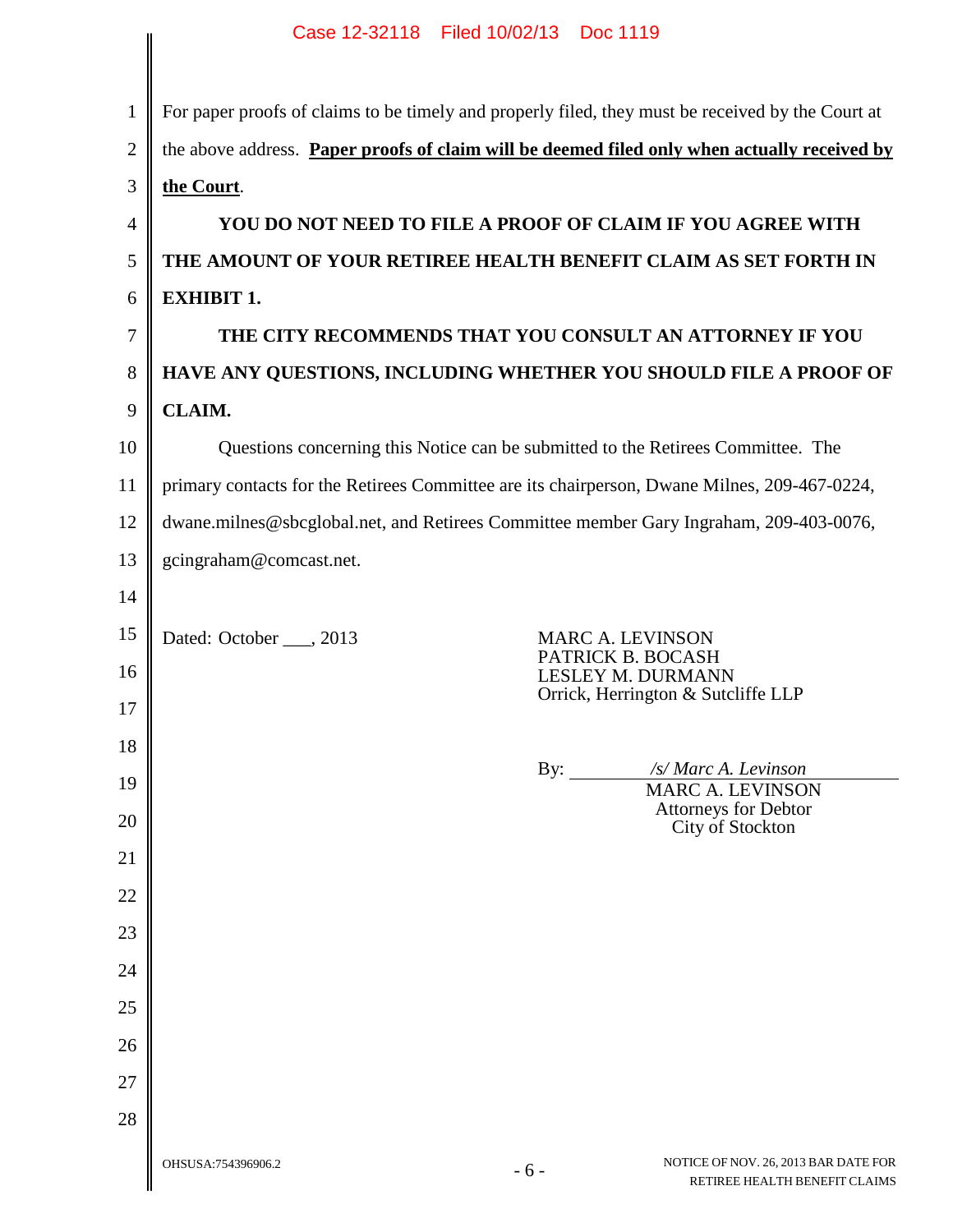For paper proofs of claims to be timely and properly filed, they must be received by the Court at the above address. **Paper proofs of claim will be deemed filed only when actually received by the Court**.

**YOU DO NOT NEED TO FILE A PROOF OF CLAIM IF YOU AGREE WITH THE AMOUNT OF YOUR RETIREE HEALTH BENEFIT CLAIM AS SET FORTH IN EXHIBIT 1.**

**THE CITY RECOMMENDS THAT YOU CONSULT AN ATTORNEY IF YOU HAVE ANY QUESTIONS, INCLUDING WHETHER YOU SHOULD FILE A PROOF OF CLAIM.**

Questions concerning this Notice can be submitted to the Retirees Committee. The primary contacts for the Retirees Committee are its chairperson, Dwane Milnes, 209-467-0224, dwane.milnes@sbcglobal.net, and Retirees Committee member Gary Ingraham, 209-403-0076, gcingraham@comcast.net.

Dated: October ___, 2013

MARC A. LEVINSON
PATRICK B. BOCASH
LESLEY M. DURMANN
Orrick, Herrington & Sutcliffe LLP

By: */s/ Marc A. Levinson*
MARC A. LEVINSON
Attorneys for Debtor
City of Stockton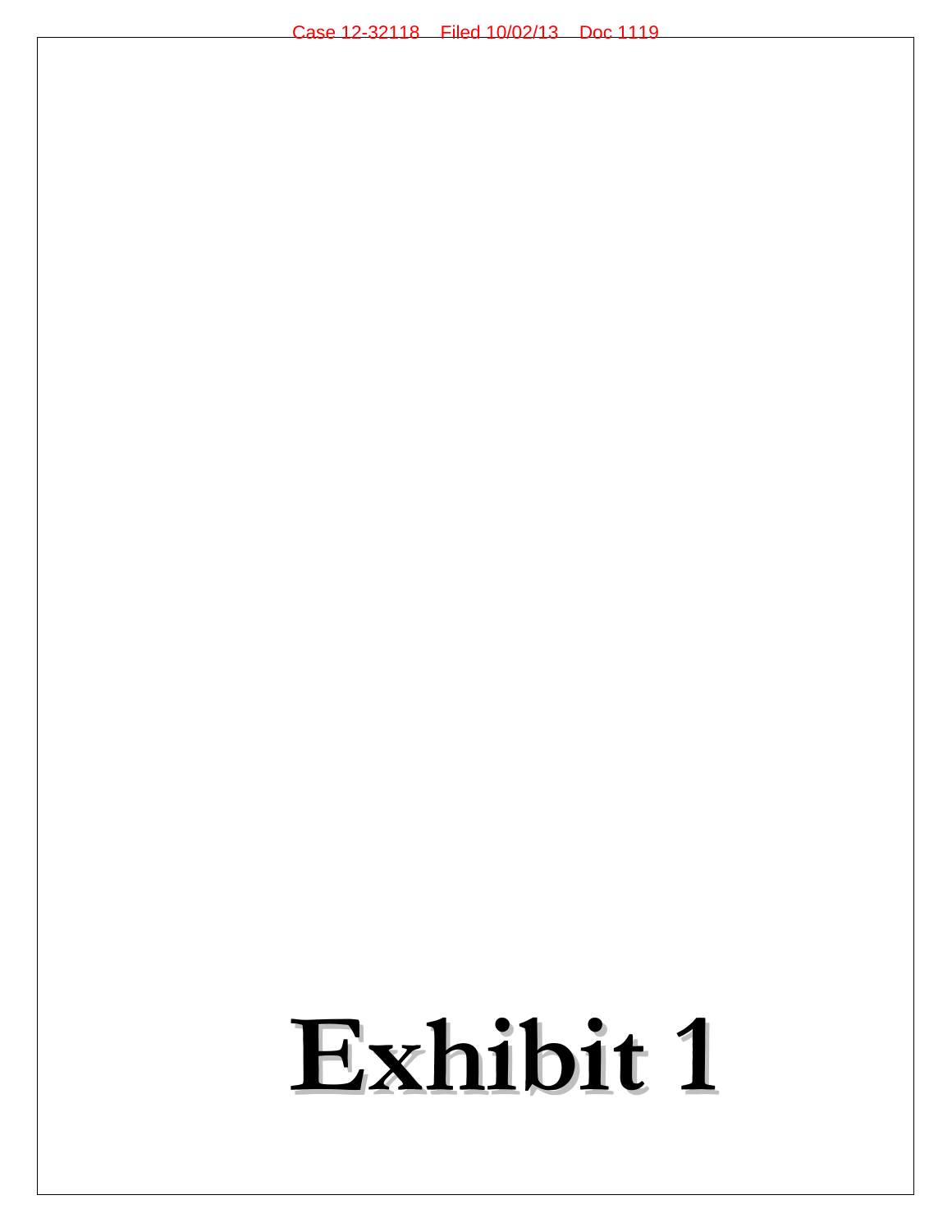# Exhibit 1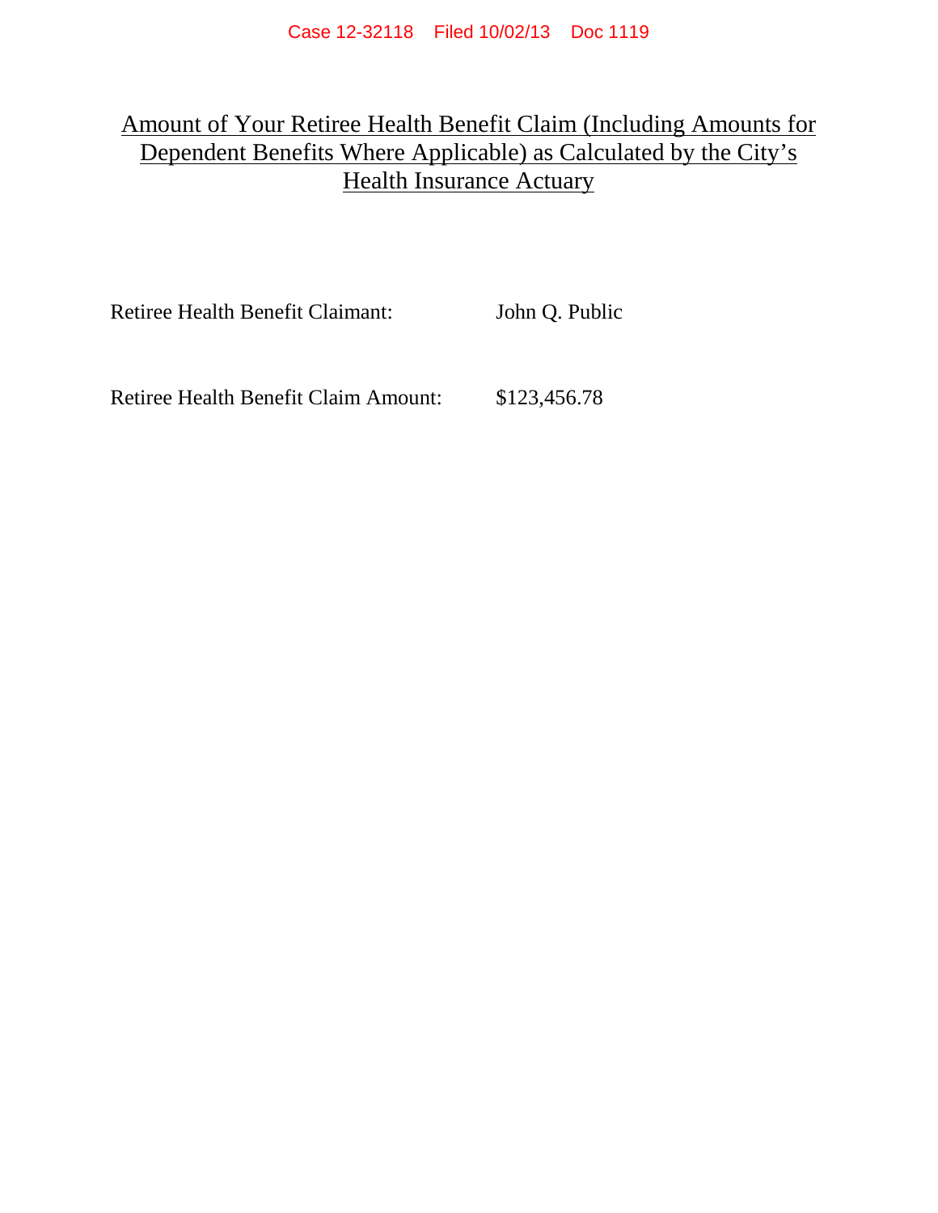<u>Amount of Your Retiree Health Benefit Claim (Including Amounts for Dependent Benefits Where Applicable) as Calculated by the City's Health Insurance Actuary</u>

Retiree Health Benefit Claimant: John Q. Public

Retiree Health Benefit Claim Amount: $123,456.78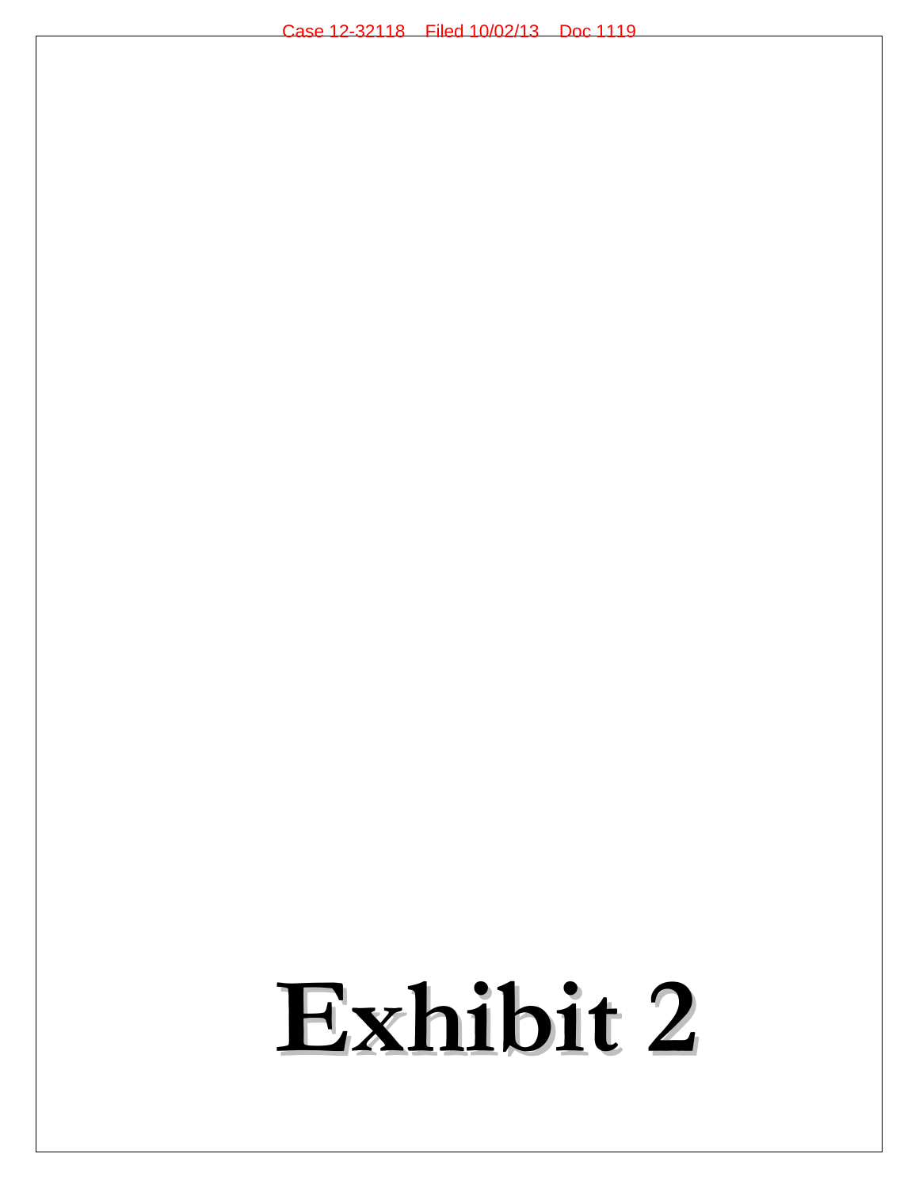# Exhibit 2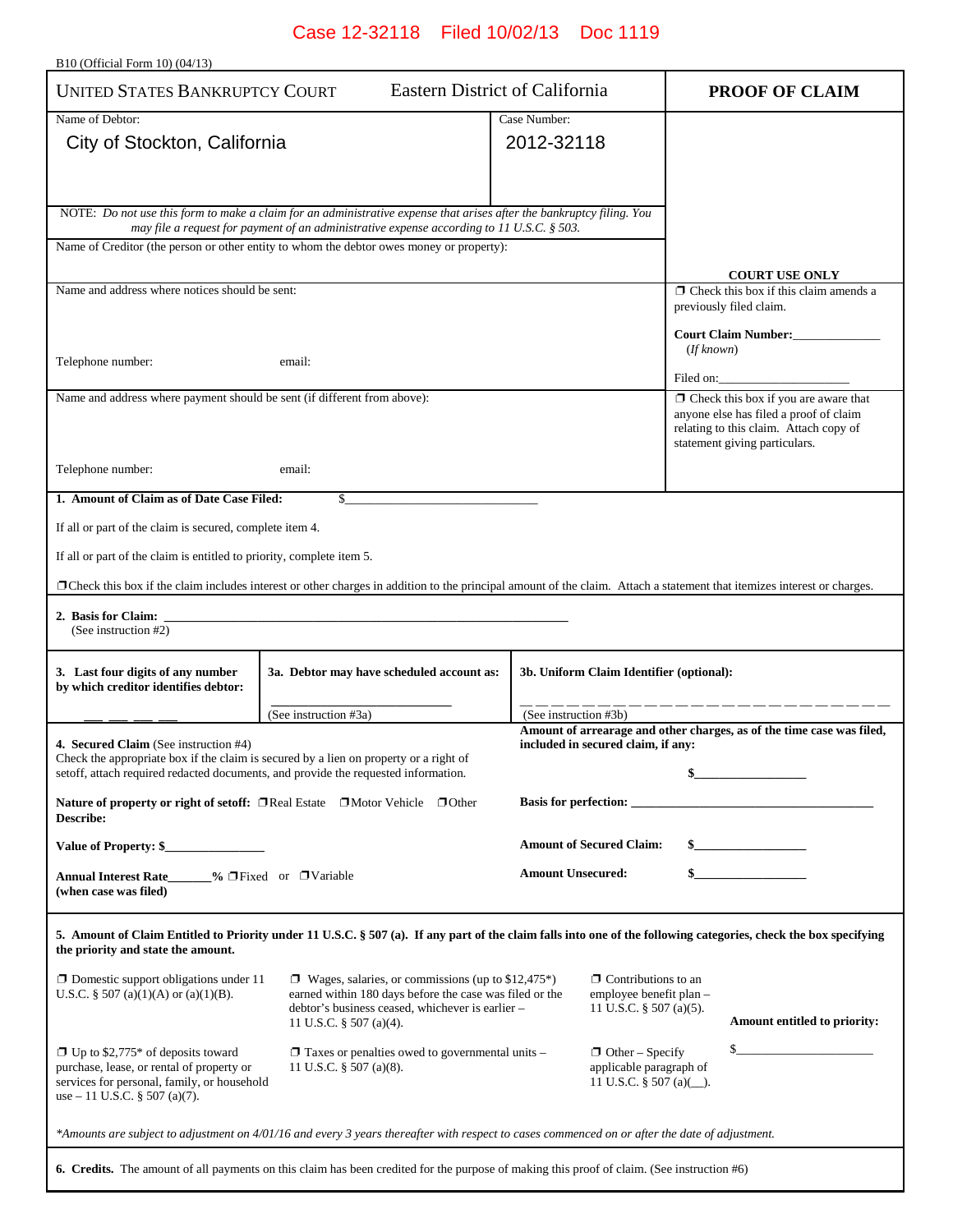Case 12-32118 Filed 10/02/13 Doc 1119

B10 (Official Form 10) (04/13)

| UNITED STATES BANKRUPTCY COURT Eastern District of California | | PROOF OF CLAIM |
|---|---|---|
| Name of Debtor: City of Stockton, California | Case Number: 2012-32118 | |
| NOTE: *Do not use this form to make a claim for an administrative expense that arises after the bankruptcy filing. You may file a request for payment of an administrative expense according to 11 U.S.C. § 503.* | | |
| Name of Creditor (the person or other entity to whom the debtor owes money or property): | | **COURT USE ONLY** |
| Name and address where notices should be sent:<br><br>Telephone number: email: | | ❒ Check this box if this claim amends a previously filed claim.<br><br>**Court Claim Number:**\_\_\_\_\_\_\_\_\_\_\_\_\_\_ (*If known*)<br><br>Filed on:\_\_\_\_\_\_\_\_\_\_\_\_\_\_\_\_\_\_\_\_ |
| Name and address where payment should be sent (if different from above):<br><br>Telephone number: email: | | ❒ Check this box if you are aware that anyone else has filed a proof of claim relating to this claim. Attach copy of statement giving particulars. |

**1. Amount of Claim as of Date Case Filed:** $\_\_\_\_\_\_\_\_\_\_\_\_\_\_\_\_\_\_\_\_\_\_\_\_\_\_\_\_\_\_

If all or part of the claim is secured, complete item 4.

If all or part of the claim is entitled to priority, complete item 5.

❒ Check this box if the claim includes interest or other charges in addition to the principal amount of the claim. Attach a statement that itemizes interest or charges.

**2. Basis for Claim:** \_\_\_\_\_\_\_\_\_\_\_\_\_\_\_\_\_\_\_\_\_\_\_\_\_\_\_\_\_\_\_\_\_\_\_\_\_\_\_\_\_\_\_\_\_\_\_\_\_\_\_\_\_\_\_\_\_\_\_\_\_
(See instruction #2)

| **3. Last four digits of any number by which creditor identifies debtor:** | **3a. Debtor may have scheduled account as:** | **3b. Uniform Claim Identifier (optional):** |
|---|---|---|
| \_\_\_ \_\_\_ \_\_\_ \_\_\_ | \_\_\_\_\_\_\_\_\_\_\_\_\_\_\_\_\_\_\_\_\_\_\_\_\_\_\_\_<br>(See instruction #3a) | \_ \_ \_ \_ \_ \_ \_ \_ \_ \_ \_ \_ \_ \_ \_ \_ \_ \_ \_ \_ \_ \_ \_ \_ \_ \_ \_ \_ \_ \_ \_ \_ \_ \_ \_<br>(See instruction #3b) |

**4. Secured Claim** (See instruction #4)
Check the appropriate box if the claim is secured by a lien on property or a right of setoff, attach required redacted documents, and provide the requested information.

**Nature of property or right of setoff:** ❒ Real Estate ❒ Motor Vehicle ❒ Other
**Describe:**

**Value of Property: $**\_\_\_\_\_\_\_\_\_\_\_\_\_\_\_

**Annual Interest Rate**\_\_\_\_\_\_\_**%** ❒ Fixed or ❒ Variable
**(when case was filed)**

**Amount of arrearage and other charges, as of the time case was filed, included in secured claim, if any:**

**$**\_\_\_\_\_\_\_\_\_\_\_\_\_\_\_\_\_\_

**Basis for perfection:** \_\_\_\_\_\_\_\_\_\_\_\_\_\_\_\_\_\_\_\_\_\_\_\_\_\_\_\_\_\_\_\_\_\_\_\_\_\_\_

**Amount of Secured Claim:** **$**\_\_\_\_\_\_\_\_\_\_\_\_\_\_\_\_\_\_

**Amount Unsecured:** **$**\_\_\_\_\_\_\_\_\_\_\_\_\_\_\_\_\_\_

**5. Amount of Claim Entitled to Priority under 11 U.S.C. § 507 (a). If any part of the claim falls into one of the following categories, check the box specifying the priority and state the amount.**

- ❒ Domestic support obligations under 11 U.S.C. § 507 (a)(1)(A) or (a)(1)(B).
- ❒ Wages, salaries, or commissions (up to $12,475*) earned within 180 days before the case was filed or the debtor's business ceased, whichever is earlier – 11 U.S.C. § 507 (a)(4).
- ❒ Contributions to an employee benefit plan – 11 U.S.C. § 507 (a)(5).
- ❒ Up to $2,775* of deposits toward purchase, lease, or rental of property or services for personal, family, or household use – 11 U.S.C. § 507 (a)(7).
- ❒ Taxes or penalties owed to governmental units – 11 U.S.C. § 507 (a)(8).
- ❒ Other – Specify applicable paragraph of 11 U.S.C. § 507 (a)(\_\_).

**Amount entitled to priority:**

$\_\_\_\_\_\_\_\_\_\_\_\_\_\_\_\_\_\_\_\_\_

*\*Amounts are subject to adjustment on 4/01/16 and every 3 years thereafter with respect to cases commenced on or after the date of adjustment.*

**6. Credits.** The amount of all payments on this claim has been credited for the purpose of making this proof of claim. (See instruction #6)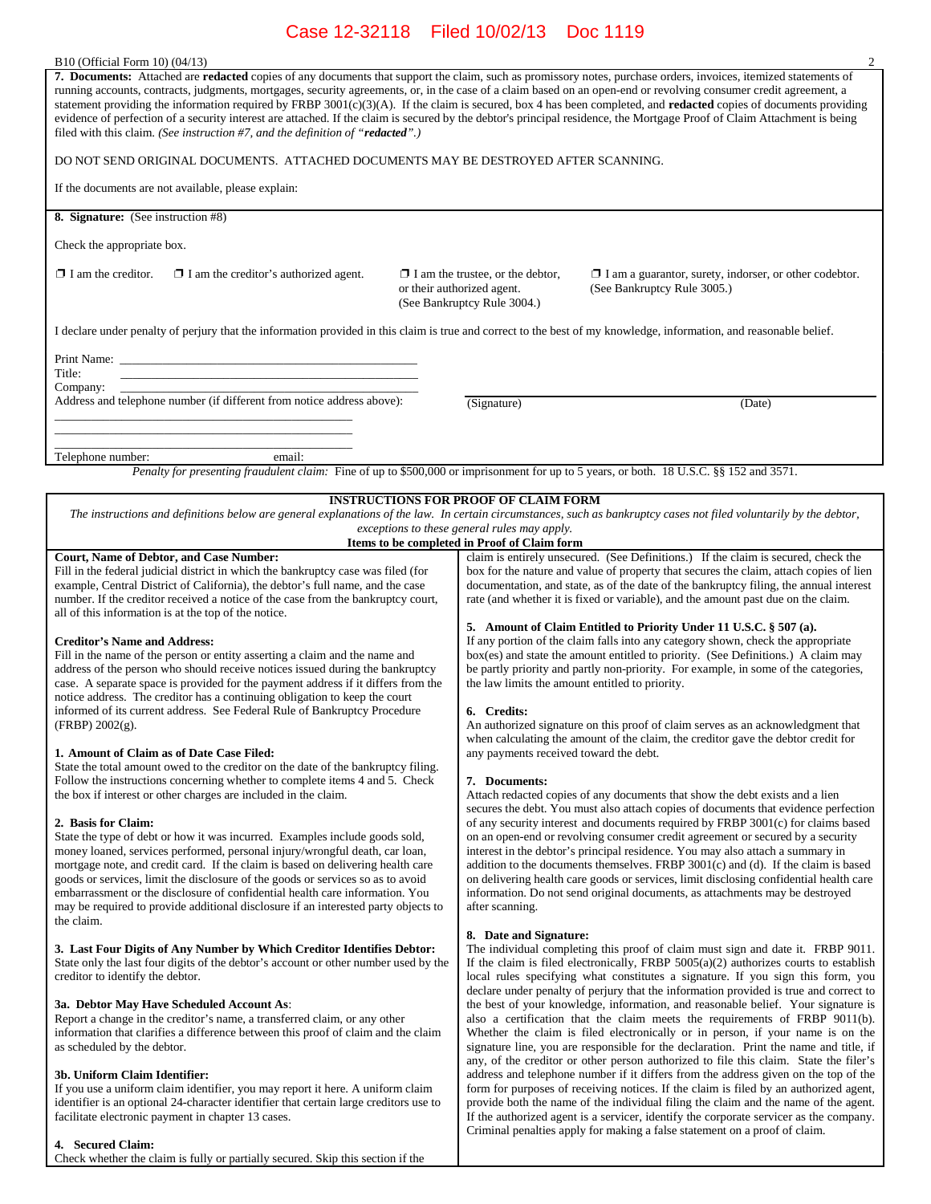Case 12-32118 Filed 10/02/13 Doc 1119

B10 (Official Form 10) (04/13)

**7. Documents:** Attached are **redacted** copies of any documents that support the claim, such as promissory notes, purchase orders, invoices, itemized statements of running accounts, contracts, judgments, mortgages, security agreements, or, in the case of a claim based on an open-end or revolving consumer credit agreement, a statement providing the information required by FRBP 3001(c)(3)(A). If the claim is secured, box 4 has been completed, and **redacted** copies of documents providing evidence of perfection of a security interest are attached. If the claim is secured by the debtor's principal residence, the Mortgage Proof of Claim Attachment is being filed with this claim. *(See instruction #7, and the definition of "**redacted**".)*

DO NOT SEND ORIGINAL DOCUMENTS. ATTACHED DOCUMENTS MAY BE DESTROYED AFTER SCANNING.

If the documents are not available, please explain:

**8. Signature:** (See instruction #8)

Check the appropriate box.

❒ I am the creditor.  ❒ I am the creditor's authorized agent.  ❒ I am the trustee, or the debtor, or their authorized agent. (See Bankruptcy Rule 3004.)  ❒ I am a guarantor, surety, indorser, or other codebtor. (See Bankruptcy Rule 3005.)

I declare under penalty of perjury that the information provided in this claim is true and correct to the best of my knowledge, information, and reasonable belief.

Print Name: ______________________________
Title: ______________________________
Company: ______________________________
Address and telephone number (if different from notice address above):
______________________________
______________________________
______________________________
Telephone number:  email:

______________________________
(Signature)  (Date)

*Penalty for presenting fraudulent claim:* Fine of up to $500,000 or imprisonment for up to 5 years, or both. 18 U.S.C. §§ 152 and 3571.

## INSTRUCTIONS FOR PROOF OF CLAIM FORM

*The instructions and definitions below are general explanations of the law. In certain circumstances, such as bankruptcy cases not filed voluntarily by the debtor, exceptions to these general rules may apply.*

### Items to be completed in Proof of Claim form

**Court, Name of Debtor, and Case Number:**
Fill in the federal judicial district in which the bankruptcy case was filed (for example, Central District of California), the debtor's full name, and the case number. If the creditor received a notice of the case from the bankruptcy court, all of this information is at the top of the notice.

**Creditor's Name and Address:**
Fill in the name of the person or entity asserting a claim and the name and address of the person who should receive notices issued during the bankruptcy case. A separate space is provided for the payment address if it differs from the notice address. The creditor has a continuing obligation to keep the court informed of its current address. See Federal Rule of Bankruptcy Procedure (FRBP) 2002(g).

**1. Amount of Claim as of Date Case Filed:**
State the total amount owed to the creditor on the date of the bankruptcy filing. Follow the instructions concerning whether to complete items 4 and 5. Check the box if interest or other charges are included in the claim.

**2. Basis for Claim:**
State the type of debt or how it was incurred. Examples include goods sold, money loaned, services performed, personal injury/wrongful death, car loan, mortgage note, and credit card. If the claim is based on delivering health care goods or services, limit the disclosure of the goods or services so as to avoid embarrassment or the disclosure of confidential health care information. You may be required to provide additional disclosure if an interested party objects to the claim.

**3. Last Four Digits of Any Number by Which Creditor Identifies Debtor:**
State only the last four digits of the debtor's account or other number used by the creditor to identify the debtor.

**3a. Debtor May Have Scheduled Account As:**
Report a change in the creditor's name, a transferred claim, or any other information that clarifies a difference between this proof of claim and the claim as scheduled by the debtor.

**3b. Uniform Claim Identifier:**
If you use a uniform claim identifier, you may report it here. A uniform claim identifier is an optional 24-character identifier that certain large creditors use to facilitate electronic payment in chapter 13 cases.

**4. Secured Claim:**
Check whether the claim is fully or partially secured. Skip this section if the claim is entirely unsecured. (See Definitions.) If the claim is secured, check the box for the nature and value of property that secures the claim, attach copies of lien documentation, and state, as of the date of the bankruptcy filing, the annual interest rate (and whether it is fixed or variable), and the amount past due on the claim.

**5. Amount of Claim Entitled to Priority Under 11 U.S.C. § 507 (a).**
If any portion of the claim falls into any category shown, check the appropriate box(es) and state the amount entitled to priority. (See Definitions.) A claim may be partly priority and partly non-priority. For example, in some of the categories, the law limits the amount entitled to priority.

**6. Credits:**
An authorized signature on this proof of claim serves as an acknowledgment that when calculating the amount of the claim, the creditor gave the debtor credit for any payments received toward the debt.

**7. Documents:**
Attach redacted copies of any documents that show the debt exists and a lien secures the debt. You must also attach copies of documents that evidence perfection of any security interest and documents required by FRBP 3001(c) for claims based on an open-end or revolving consumer credit agreement or secured by a security interest in the debtor's principal residence. You may also attach a summary in addition to the documents themselves. FRBP 3001(c) and (d). If the claim is based on delivering health care goods or services, limit disclosing confidential health care information. Do not send original documents, as attachments may be destroyed after scanning.

**8. Date and Signature:**
The individual completing this proof of claim must sign and date it. FRBP 9011. If the claim is filed electronically, FRBP 5005(a)(2) authorizes courts to establish local rules specifying what constitutes a signature. If you sign this form, you declare under penalty of perjury that the information provided is true and correct to the best of your knowledge, information, and reasonable belief. Your signature is also a certification that the claim meets the requirements of FRBP 9011(b). Whether the claim is filed electronically or in person, if your name is on the signature line, you are responsible for the declaration. Print the name and title, if any, of the creditor or other person authorized to file this claim. State the filer's address and telephone number if it differs from the address given on the top of the form for purposes of receiving notices. If the claim is filed by an authorized agent, provide both the name of the individual filing the claim and the name of the agent. If the authorized agent is a servicer, identify the corporate servicer as the company. Criminal penalties apply for making a false statement on a proof of claim.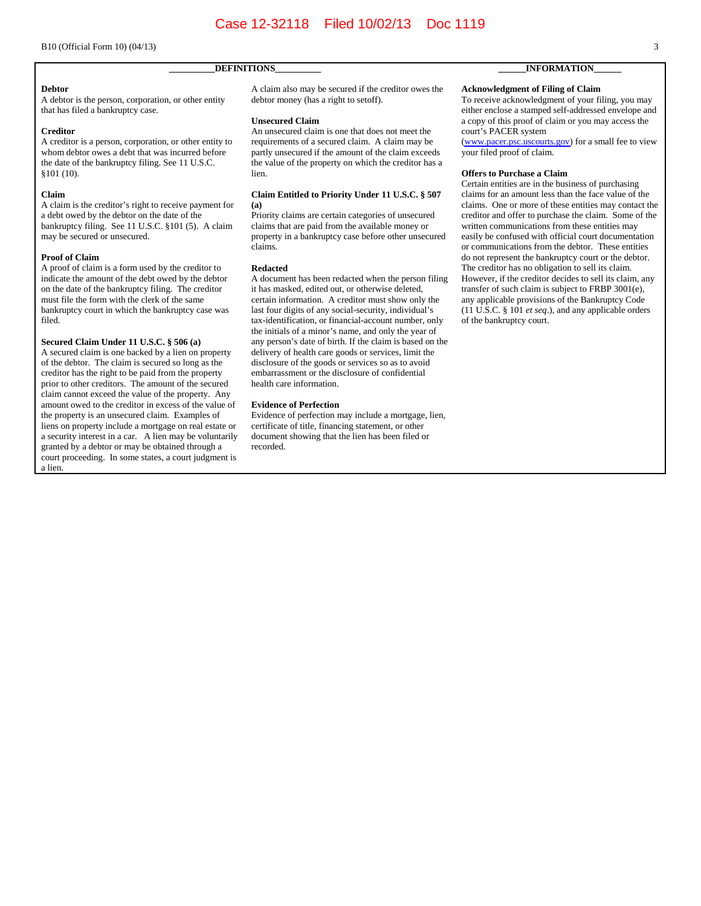## DEFINITIONS

**Debtor**
A debtor is the person, corporation, or other entity that has filed a bankruptcy case.

**Creditor**
A creditor is a person, corporation, or other entity to whom debtor owes a debt that was incurred before the date of the bankruptcy filing. See 11 U.S.C. §101 (10).

**Claim**
A claim is the creditor's right to receive payment for a debt owed by the debtor on the date of the bankruptcy filing. See 11 U.S.C. §101 (5). A claim may be secured or unsecured.

**Proof of Claim**
A proof of claim is a form used by the creditor to indicate the amount of the debt owed by the debtor on the date of the bankruptcy filing. The creditor must file the form with the clerk of the same bankruptcy court in which the bankruptcy case was filed.

**Secured Claim Under 11 U.S.C. § 506 (a)**
A secured claim is one backed by a lien on property of the debtor. The claim is secured so long as the creditor has the right to be paid from the property prior to other creditors. The amount of the secured claim cannot exceed the value of the property. Any amount owed to the creditor in excess of the value of the property is an unsecured claim. Examples of liens on property include a mortgage on real estate or a security interest in a car. A lien may be voluntarily granted by a debtor or may be obtained through a court proceeding. In some states, a court judgment is a lien.

A claim also may be secured if the creditor owes the debtor money (has a right to setoff).

**Unsecured Claim**
An unsecured claim is one that does not meet the requirements of a secured claim. A claim may be partly unsecured if the amount of the claim exceeds the value of the property on which the creditor has a lien.

**Claim Entitled to Priority Under 11 U.S.C. § 507 (a)**
Priority claims are certain categories of unsecured claims that are paid from the available money or property in a bankruptcy case before other unsecured claims.

**Redacted**
A document has been redacted when the person filing it has masked, edited out, or otherwise deleted, certain information. A creditor must show only the last four digits of any social-security, individual's tax-identification, or financial-account number, only the initials of a minor's name, and only the year of any person's date of birth. If the claim is based on the delivery of health care goods or services, limit the disclosure of the goods or services so as to avoid embarrassment or the disclosure of confidential health care information.

**Evidence of Perfection**
Evidence of perfection may include a mortgage, lien, certificate of title, financing statement, or other document showing that the lien has been filed or recorded.

## INFORMATION

**Acknowledgment of Filing of Claim**
To receive acknowledgment of your filing, you may either enclose a stamped self-addressed envelope and a copy of this proof of claim or you may access the court's PACER system (www.pacer.psc.uscourts.gov) for a small fee to view your filed proof of claim.

**Offers to Purchase a Claim**
Certain entities are in the business of purchasing claims for an amount less than the face value of the claims. One or more of these entities may contact the creditor and offer to purchase the claim. Some of the written communications from these entities may easily be confused with official court documentation or communications from the debtor. These entities do not represent the bankruptcy court or the debtor. The creditor has no obligation to sell its claim. However, if the creditor decides to sell its claim, any transfer of such claim is subject to FRBP 3001(e), any applicable provisions of the Bankruptcy Code (11 U.S.C. § 101 *et seq*.), and any applicable orders of the bankruptcy court.